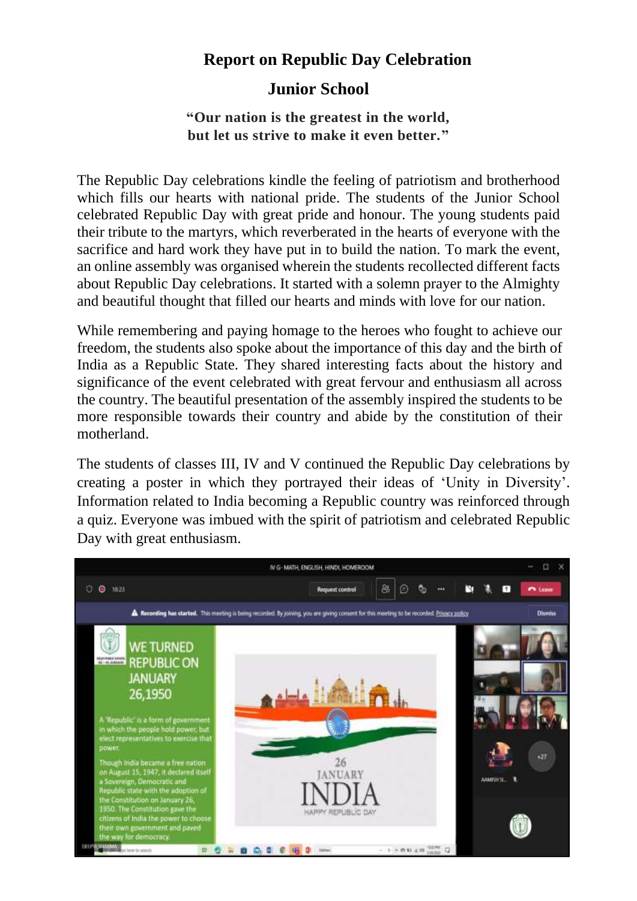# Report on Republic Day Celebration

## Junior School

**"Our nation is the greatest in the world, but let us strive to make it even better."**

The Republic Day celebrations kindle the feeling of patriotism and brotherhood which fills our hearts with national pride. The students of the Junior School celebrated Republic Day with great pride and honour. The young students paid their tribute to the martyrs, which reverberated in the hearts of everyone with the sacrifice and hard work they have put in to build the nation. To mark the event, an online assembly was organised wherein the students recollected different facts about Republic Day celebrations. It started with a solemn prayer to the Almighty and beautiful thought that filled our hearts and minds with love for our nation.

While remembering and paying homage to the heroes who fought to achieve our freedom, the students also spoke about the importance of this day and the birth of India as a Republic State. They shared interesting facts about the history and significance of the event celebrated with great fervour and enthusiasm all across the country. The beautiful presentation of the assembly inspired the students to be more responsible towards their country and abide by the constitution of their motherland.

The students of classes III, IV and V continued the Republic Day celebrations by creating a poster in which they portrayed their ideas of 'Unity in Diversity'. Information related to India becoming a Republic country was reinforced through a quiz. Everyone was imbued with the spirit of patriotism and celebrated Republic Day with great enthusiasm.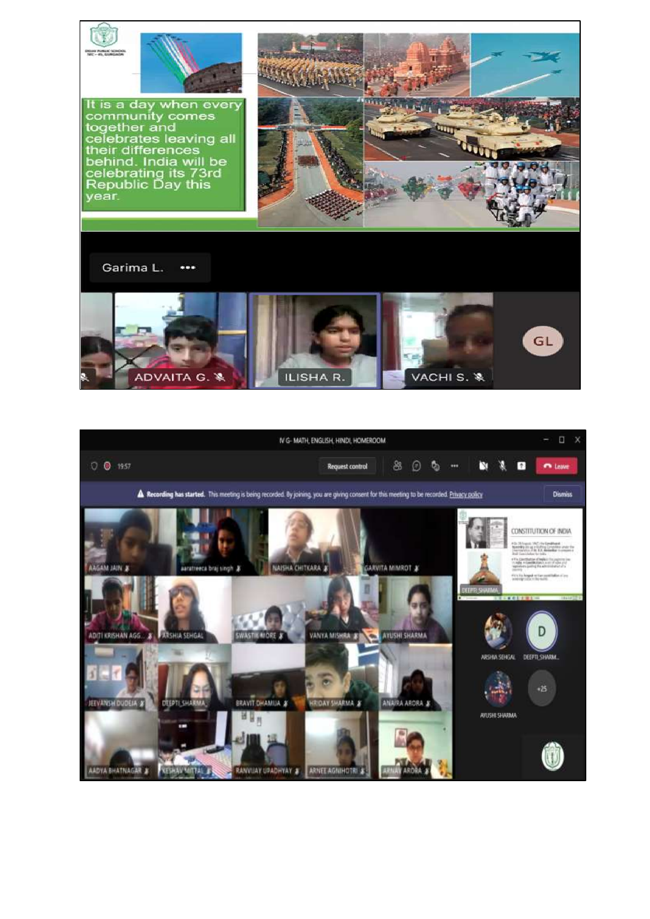It is a day when every community comes together and celebrates leaving all their differences behind. India will be celebrating its 73rd Republic Day this year.

Garima L.

ADVAITA G. ILISHA R. VACHI S. GL

IV G- MATH, ENGLISH, HINDI, HOMEROOM

19:57 Request control Leave

Recording has started. This meeting is being recorded. By joining, you are giving consent for this meeting to be recorded. Privacy policy Dismiss

AAGAM JAIN, aaratreeca braj singh, NAISHA CHITKARA, GARVITA MIMROT, ADITI KRISHAN AGG..., ARSHIA SEHGAL, SWASTIK MORE, VANYA MISHRA, AYUSHI SHARMA, JEEVANSH DUDEJA, DEEPTI SHARMA, BRAVIT DHAMIJA, HRIDAY SHARMA, ANAIRA ARORA, AADYA BHATNAGAR, KESHAV MITTAL, RANVIJAY UPADHYAY, ARNEE AGNIHOTRI, ARNAV ARORA

CONSTITUTION OF INDIA

DEEPTI SHARMA

ARSHIA SEHGAL, DEEPTI SHARM..., AYUSHI SHARMA, +25